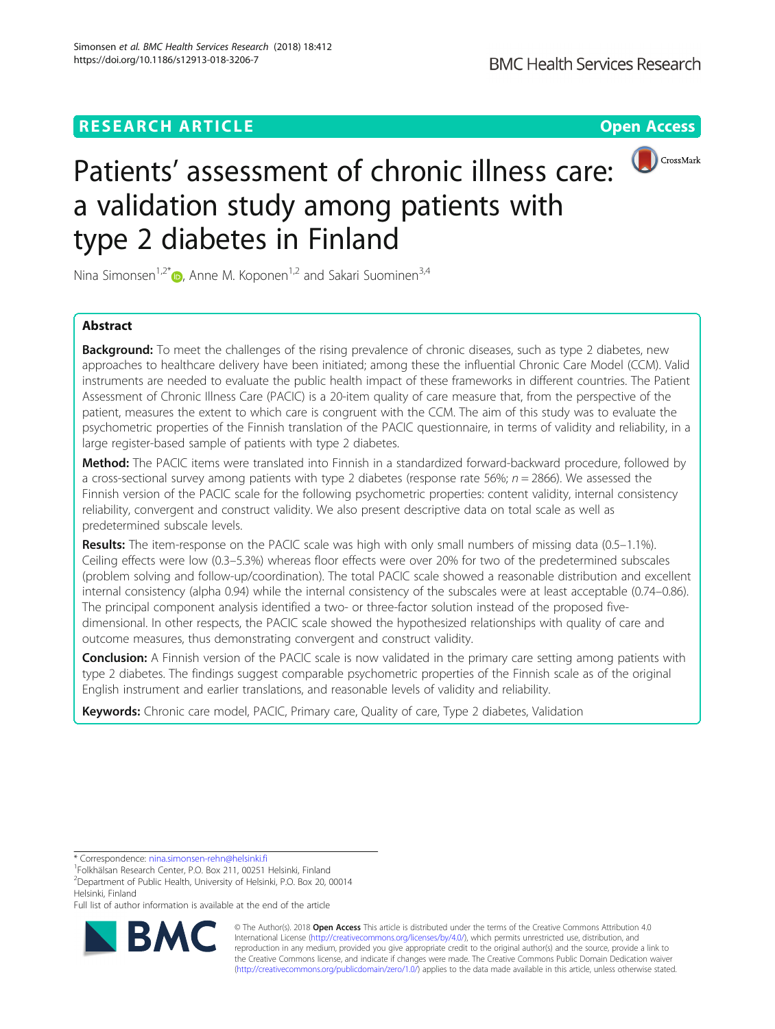**RESEARCH ARTICLE** **Open Access**

# Patients' assessment of chronic illness care: a validation study among patients with type 2 diabetes in Finland

Nina Simonsen[1,2*], Anne M. Koponen[1,2] and Sakari Suominen[3,4]

## Abstract

**Background:** To meet the challenges of the rising prevalence of chronic diseases, such as type 2 diabetes, new approaches to healthcare delivery have been initiated; among these the influential Chronic Care Model (CCM). Valid instruments are needed to evaluate the public health impact of these frameworks in different countries. The Patient Assessment of Chronic Illness Care (PACIC) is a 20-item quality of care measure that, from the perspective of the patient, measures the extent to which care is congruent with the CCM. The aim of this study was to evaluate the psychometric properties of the Finnish translation of the PACIC questionnaire, in terms of validity and reliability, in a large register-based sample of patients with type 2 diabetes.

**Method:** The PACIC items were translated into Finnish in a standardized forward-backward procedure, followed by a cross-sectional survey among patients with type 2 diabetes (response rate 56%; $n = 2866$). We assessed the Finnish version of the PACIC scale for the following psychometric properties: content validity, internal consistency reliability, convergent and construct validity. We also present descriptive data on total scale as well as predetermined subscale levels.

**Results:** The item-response on the PACIC scale was high with only small numbers of missing data (0.5–1.1%). Ceiling effects were low (0.3–5.3%) whereas floor effects were over 20% for two of the predetermined subscales (problem solving and follow-up/coordination). The total PACIC scale showed a reasonable distribution and excellent internal consistency (alpha 0.94) while the internal consistency of the subscales were at least acceptable (0.74–0.86). The principal component analysis identified a two- or three-factor solution instead of the proposed five-dimensional. In other respects, the PACIC scale showed the hypothesized relationships with quality of care and outcome measures, thus demonstrating convergent and construct validity.

**Conclusion:** A Finnish version of the PACIC scale is now validated in the primary care setting among patients with type 2 diabetes. The findings suggest comparable psychometric properties of the Finnish scale as of the original English instrument and earlier translations, and reasonable levels of validity and reliability.

**Keywords:** Chronic care model, PACIC, Primary care, Quality of care, Type 2 diabetes, Validation

---

\* Correspondence: nina.simonsen-rehn@helsinki.fi
[1]Folkhälsan Research Center, P.O. Box 211, 00251 Helsinki, Finland
[2]Department of Public Health, University of Helsinki, P.O. Box 20, 00014 Helsinki, Finland
Full list of author information is available at the end of the article

© The Author(s). 2018 **Open Access** This article is distributed under the terms of the Creative Commons Attribution 4.0 International License (http://creativecommons.org/licenses/by/4.0/), which permits unrestricted use, distribution, and reproduction in any medium, provided you give appropriate credit to the original author(s) and the source, provide a link to the Creative Commons license, and indicate if changes were made. The Creative Commons Public Domain Dedication waiver (http://creativecommons.org/publicdomain/zero/1.0/) applies to the data made available in this article, unless otherwise stated.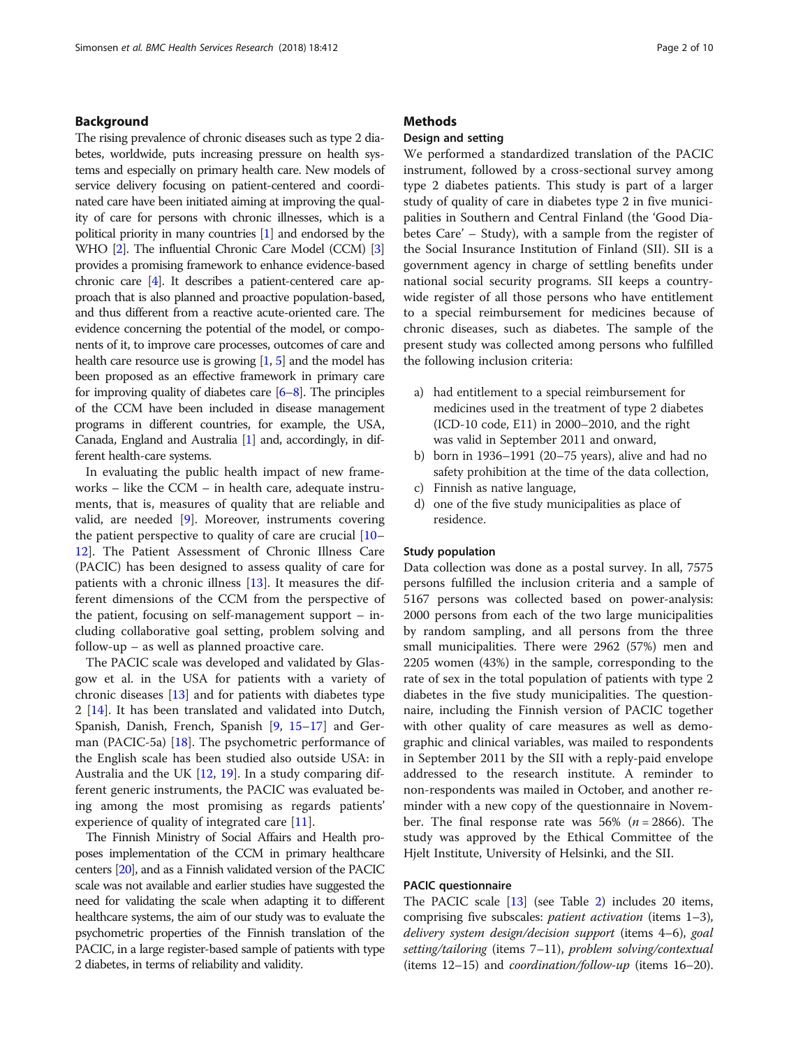## Background

The rising prevalence of chronic diseases such as type 2 diabetes, worldwide, puts increasing pressure on health systems and especially on primary health care. New models of service delivery focusing on patient-centered and coordinated care have been initiated aiming at improving the quality of care for persons with chronic illnesses, which is a political priority in many countries [1] and endorsed by the WHO [2]. The influential Chronic Care Model (CCM) [3] provides a promising framework to enhance evidence-based chronic care [4]. It describes a patient-centered care approach that is also planned and proactive population-based, and thus different from a reactive acute-oriented care. The evidence concerning the potential of the model, or components of it, to improve care processes, outcomes of care and health care resource use is growing [1, 5] and the model has been proposed as an effective framework in primary care for improving quality of diabetes care [6–8]. The principles of the CCM have been included in disease management programs in different countries, for example, the USA, Canada, England and Australia [1] and, accordingly, in different health-care systems.

In evaluating the public health impact of new frameworks – like the CCM – in health care, adequate instruments, that is, measures of quality that are reliable and valid, are needed [9]. Moreover, instruments covering the patient perspective to quality of care are crucial [10–12]. The Patient Assessment of Chronic Illness Care (PACIC) has been designed to assess quality of care for patients with a chronic illness [13]. It measures the different dimensions of the CCM from the perspective of the patient, focusing on self-management support – including collaborative goal setting, problem solving and follow-up – as well as planned proactive care.

The PACIC scale was developed and validated by Glasgow et al. in the USA for patients with a variety of chronic diseases [13] and for patients with diabetes type 2 [14]. It has been translated and validated into Dutch, Spanish, Danish, French, Spanish [9, 15–17] and German (PACIC-5a) [18]. The psychometric performance of the English scale has been studied also outside USA: in Australia and the UK [12, 19]. In a study comparing different generic instruments, the PACIC was evaluated being among the most promising as regards patients' experience of quality of integrated care [11].

The Finnish Ministry of Social Affairs and Health proposes implementation of the CCM in primary healthcare centers [20], and as a Finnish validated version of the PACIC scale was not available and earlier studies have suggested the need for validating the scale when adapting it to different healthcare systems, the aim of our study was to evaluate the psychometric properties of the Finnish translation of the PACIC, in a large register-based sample of patients with type 2 diabetes, in terms of reliability and validity.

## Methods

### Design and setting

We performed a standardized translation of the PACIC instrument, followed by a cross-sectional survey among type 2 diabetes patients. This study is part of a larger study of quality of care in diabetes type 2 in five municipalities in Southern and Central Finland (the 'Good Diabetes Care' – Study), with a sample from the register of the Social Insurance Institution of Finland (SII). SII is a government agency in charge of settling benefits under national social security programs. SII keeps a country-wide register of all those persons who have entitlement to a special reimbursement for medicines because of chronic diseases, such as diabetes. The sample of the present study was collected among persons who fulfilled the following inclusion criteria:

a) had entitlement to a special reimbursement for medicines used in the treatment of type 2 diabetes (ICD-10 code, E11) in 2000–2010, and the right was valid in September 2011 and onward,
b) born in 1936–1991 (20–75 years), alive and had no safety prohibition at the time of the data collection,
c) Finnish as native language,
d) one of the five study municipalities as place of residence.

### Study population

Data collection was done as a postal survey. In all, 7575 persons fulfilled the inclusion criteria and a sample of 5167 persons was collected based on power-analysis: 2000 persons from each of the two large municipalities by random sampling, and all persons from the three small municipalities. There were 2962 (57%) men and 2205 women (43%) in the sample, corresponding to the rate of sex in the total population of patients with type 2 diabetes in the five study municipalities. The questionnaire, including the Finnish version of PACIC together with other quality of care measures as well as demographic and clinical variables, was mailed to respondents in September 2011 by the SII with a reply-paid envelope addressed to the research institute. A reminder to non-respondents was mailed in October, and another reminder with a new copy of the questionnaire in November. The final response rate was 56% ($n = 2866$). The study was approved by the Ethical Committee of the Hjelt Institute, University of Helsinki, and the SII.

### PACIC questionnaire

The PACIC scale [13] (see Table 2) includes 20 items, comprising five subscales: *patient activation* (items 1–3), *delivery system design/decision support* (items 4–6), *goal setting/tailoring* (items 7–11), *problem solving/contextual* (items 12–15) and *coordination/follow-up* (items 16–20).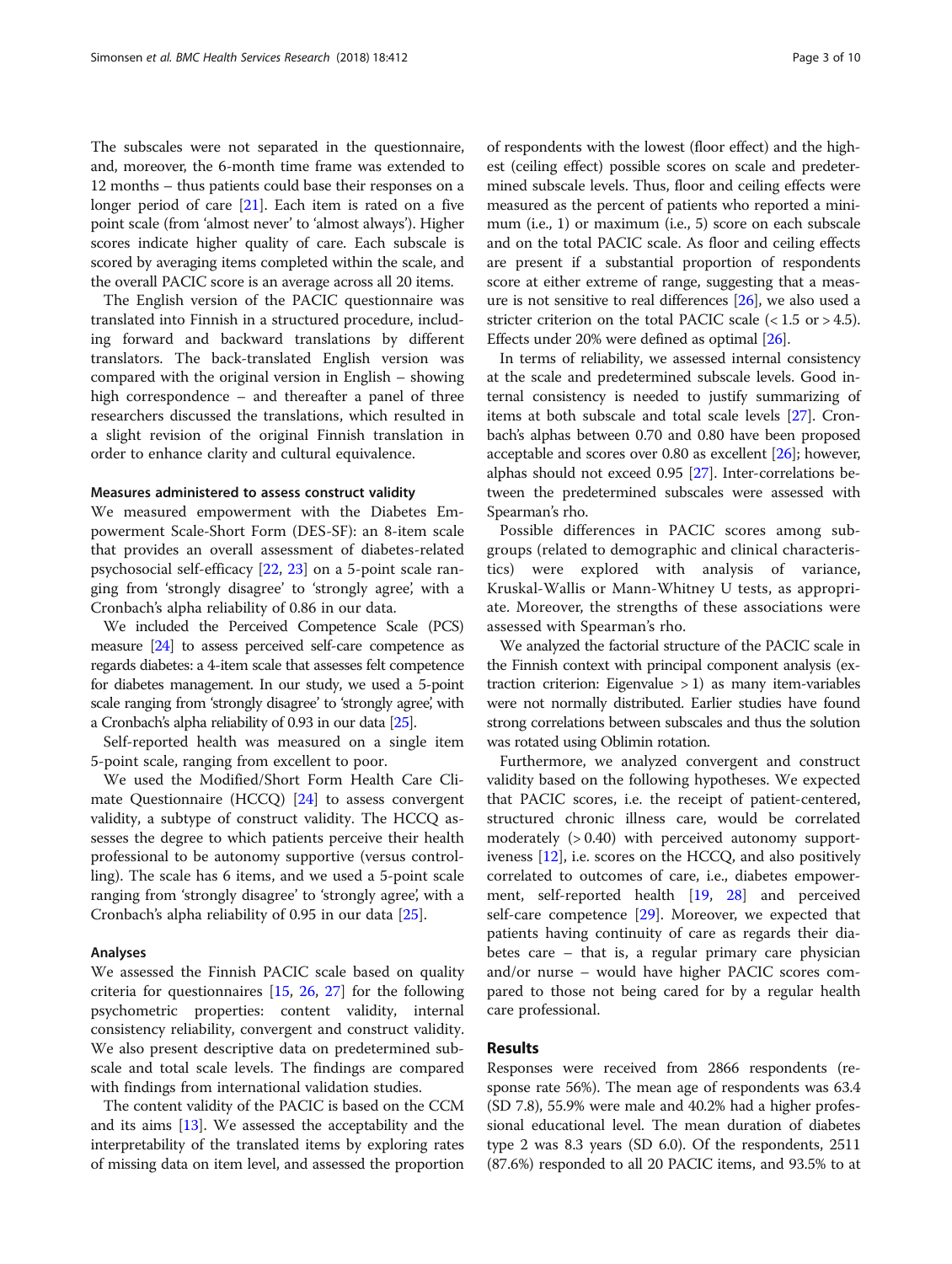The subscales were not separated in the questionnaire, and, moreover, the 6-month time frame was extended to 12 months – thus patients could base their responses on a longer period of care [21]. Each item is rated on a five point scale (from 'almost never' to 'almost always'). Higher scores indicate higher quality of care. Each subscale is scored by averaging items completed within the scale, and the overall PACIC score is an average across all 20 items.

The English version of the PACIC questionnaire was translated into Finnish in a structured procedure, including forward and backward translations by different translators. The back-translated English version was compared with the original version in English – showing high correspondence – and thereafter a panel of three researchers discussed the translations, which resulted in a slight revision of the original Finnish translation in order to enhance clarity and cultural equivalence.

#### Measures administered to assess construct validity

We measured empowerment with the Diabetes Empowerment Scale-Short Form (DES-SF): an 8-item scale that provides an overall assessment of diabetes-related psychosocial self-efficacy [22, 23] on a 5-point scale ranging from 'strongly disagree' to 'strongly agree', with a Cronbach's alpha reliability of 0.86 in our data.

We included the Perceived Competence Scale (PCS) measure [24] to assess perceived self-care competence as regards diabetes: a 4-item scale that assesses felt competence for diabetes management. In our study, we used a 5-point scale ranging from 'strongly disagree' to 'strongly agree', with a Cronbach's alpha reliability of 0.93 in our data [25].

Self-reported health was measured on a single item 5-point scale, ranging from excellent to poor.

We used the Modified/Short Form Health Care Climate Questionnaire (HCCQ) [24] to assess convergent validity, a subtype of construct validity. The HCCQ assesses the degree to which patients perceive their health professional to be autonomy supportive (versus controlling). The scale has 6 items, and we used a 5-point scale ranging from 'strongly disagree' to 'strongly agree', with a Cronbach's alpha reliability of 0.95 in our data [25].

#### Analyses

We assessed the Finnish PACIC scale based on quality criteria for questionnaires [15, 26, 27] for the following psychometric properties: content validity, internal consistency reliability, convergent and construct validity. We also present descriptive data on predetermined subscale and total scale levels. The findings are compared with findings from international validation studies.

The content validity of the PACIC is based on the CCM and its aims [13]. We assessed the acceptability and the interpretability of the translated items by exploring rates of missing data on item level, and assessed the proportion of respondents with the lowest (floor effect) and the highest (ceiling effect) possible scores on scale and predetermined subscale levels. Thus, floor and ceiling effects were measured as the percent of patients who reported a minimum (i.e., 1) or maximum (i.e., 5) score on each subscale and on the total PACIC scale. As floor and ceiling effects are present if a substantial proportion of respondents score at either extreme of range, suggesting that a measure is not sensitive to real differences [26], we also used a stricter criterion on the total PACIC scale ($< 1.5$ or $> 4.5$). Effects under 20% were defined as optimal [26].

In terms of reliability, we assessed internal consistency at the scale and predetermined subscale levels. Good internal consistency is needed to justify summarizing of items at both subscale and total scale levels [27]. Cronbach's alphas between 0.70 and 0.80 have been proposed acceptable and scores over 0.80 as excellent [26]; however, alphas should not exceed 0.95 [27]. Inter-correlations between the predetermined subscales were assessed with Spearman's rho.

Possible differences in PACIC scores among subgroups (related to demographic and clinical characteristics) were explored with analysis of variance, Kruskal-Wallis or Mann-Whitney U tests, as appropriate. Moreover, the strengths of these associations were assessed with Spearman's rho.

We analyzed the factorial structure of the PACIC scale in the Finnish context with principal component analysis (extraction criterion: Eigenvalue $> 1$) as many item-variables were not normally distributed. Earlier studies have found strong correlations between subscales and thus the solution was rotated using Oblimin rotation.

Furthermore, we analyzed convergent and construct validity based on the following hypotheses. We expected that PACIC scores, i.e. the receipt of patient-centered, structured chronic illness care, would be correlated moderately ($> 0.40$) with perceived autonomy supportiveness [12], i.e. scores on the HCCQ, and also positively correlated to outcomes of care, i.e., diabetes empowerment, self-reported health [19, 28] and perceived self-care competence [29]. Moreover, we expected that patients having continuity of care as regards their diabetes care – that is, a regular primary care physician and/or nurse – would have higher PACIC scores compared to those not being cared for by a regular health care professional.

## Results

Responses were received from 2866 respondents (response rate 56%). The mean age of respondents was 63.4 (SD 7.8), 55.9% were male and 40.2% had a higher professional educational level. The mean duration of diabetes type 2 was 8.3 years (SD 6.0). Of the respondents, 2511 (87.6%) responded to all 20 PACIC items, and 93.5% to at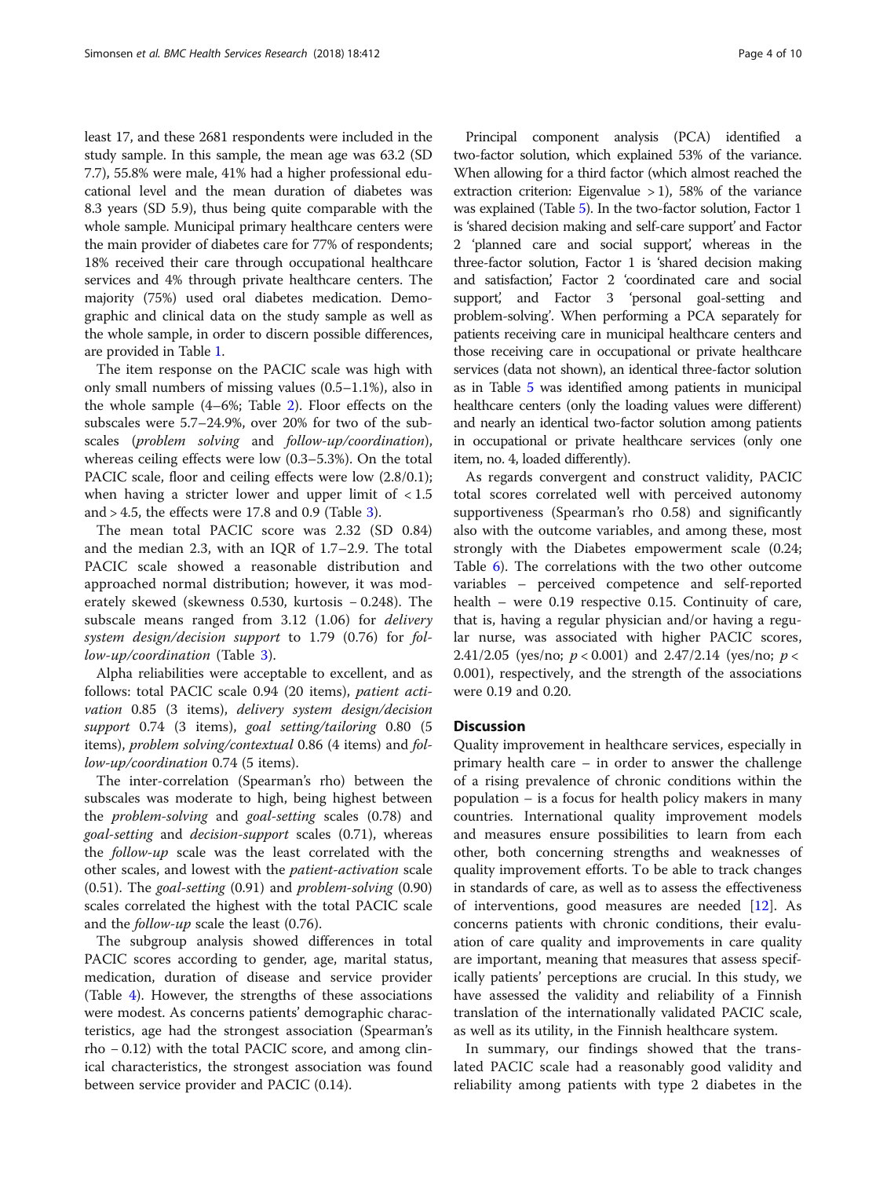least 17, and these 2681 respondents were included in the study sample. In this sample, the mean age was 63.2 (SD 7.7), 55.8% were male, 41% had a higher professional educational level and the mean duration of diabetes was 8.3 years (SD 5.9), thus being quite comparable with the whole sample. Municipal primary healthcare centers were the main provider of diabetes care for 77% of respondents; 18% received their care through occupational healthcare services and 4% through private healthcare centers. The majority (75%) used oral diabetes medication. Demographic and clinical data on the study sample as well as the whole sample, in order to discern possible differences, are provided in Table 1.

The item response on the PACIC scale was high with only small numbers of missing values (0.5–1.1%), also in the whole sample (4–6%; Table 2). Floor effects on the subscales were 5.7–24.9%, over 20% for two of the subscales (*problem solving* and *follow-up/coordination*), whereas ceiling effects were low (0.3–5.3%). On the total PACIC scale, floor and ceiling effects were low (2.8/0.1); when having a stricter lower and upper limit of < 1.5 and > 4.5, the effects were 17.8 and 0.9 (Table 3).

The mean total PACIC score was 2.32 (SD 0.84) and the median 2.3, with an IQR of 1.7–2.9. The total PACIC scale showed a reasonable distribution and approached normal distribution; however, it was moderately skewed (skewness 0.530, kurtosis − 0.248). The subscale means ranged from 3.12 (1.06) for *delivery system design/decision support* to 1.79 (0.76) for *follow-up/coordination* (Table 3).

Alpha reliabilities were acceptable to excellent, and as follows: total PACIC scale 0.94 (20 items), *patient activation* 0.85 (3 items), *delivery system design/decision support* 0.74 (3 items), *goal setting/tailoring* 0.80 (5 items), *problem solving/contextual* 0.86 (4 items) and *follow-up/coordination* 0.74 (5 items).

The inter-correlation (Spearman's rho) between the subscales was moderate to high, being highest between the *problem-solving* and *goal-setting* scales (0.78) and *goal-setting* and *decision-support* scales (0.71), whereas the *follow-up* scale was the least correlated with the other scales, and lowest with the *patient-activation* scale (0.51). The *goal-setting* (0.91) and *problem-solving* (0.90) scales correlated the highest with the total PACIC scale and the *follow-up* scale the least (0.76).

The subgroup analysis showed differences in total PACIC scores according to gender, age, marital status, medication, duration of disease and service provider (Table 4). However, the strengths of these associations were modest. As concerns patients' demographic characteristics, age had the strongest association (Spearman's rho − 0.12) with the total PACIC score, and among clinical characteristics, the strongest association was found between service provider and PACIC (0.14).

Principal component analysis (PCA) identified a two-factor solution, which explained 53% of the variance. When allowing for a third factor (which almost reached the extraction criterion: Eigenvalue > 1), 58% of the variance was explained (Table 5). In the two-factor solution, Factor 1 is 'shared decision making and self-care support' and Factor 2 'planned care and social support', whereas in the three-factor solution, Factor 1 is 'shared decision making and satisfaction', Factor 2 'coordinated care and social support', and Factor 3 'personal goal-setting and problem-solving'. When performing a PCA separately for patients receiving care in municipal healthcare centers and those receiving care in occupational or private healthcare services (data not shown), an identical three-factor solution as in Table 5 was identified among patients in municipal healthcare centers (only the loading values were different) and nearly an identical two-factor solution among patients in occupational or private healthcare services (only one item, no. 4, loaded differently).

As regards convergent and construct validity, PACIC total scores correlated well with perceived autonomy supportiveness (Spearman's rho 0.58) and significantly also with the outcome variables, and among these, most strongly with the Diabetes empowerment scale (0.24; Table 6). The correlations with the two other outcome variables – perceived competence and self-reported health – were 0.19 respective 0.15. Continuity of care, that is, having a regular physician and/or having a regular nurse, was associated with higher PACIC scores, 2.41/2.05 (yes/no; $p < 0.001$) and 2.47/2.14 (yes/no; $p < 0.001$), respectively, and the strength of the associations were 0.19 and 0.20.

## Discussion

Quality improvement in healthcare services, especially in primary health care – in order to answer the challenge of a rising prevalence of chronic conditions within the population – is a focus for health policy makers in many countries. International quality improvement models and measures ensure possibilities to learn from each other, both concerning strengths and weaknesses of quality improvement efforts. To be able to track changes in standards of care, as well as to assess the effectiveness of interventions, good measures are needed [12]. As concerns patients with chronic conditions, their evaluation of care quality and improvements in care quality are important, meaning that measures that assess specifically patients' perceptions are crucial. In this study, we have assessed the validity and reliability of a Finnish translation of the internationally validated PACIC scale, as well as its utility, in the Finnish healthcare system.

In summary, our findings showed that the translated PACIC scale had a reasonably good validity and reliability among patients with type 2 diabetes in the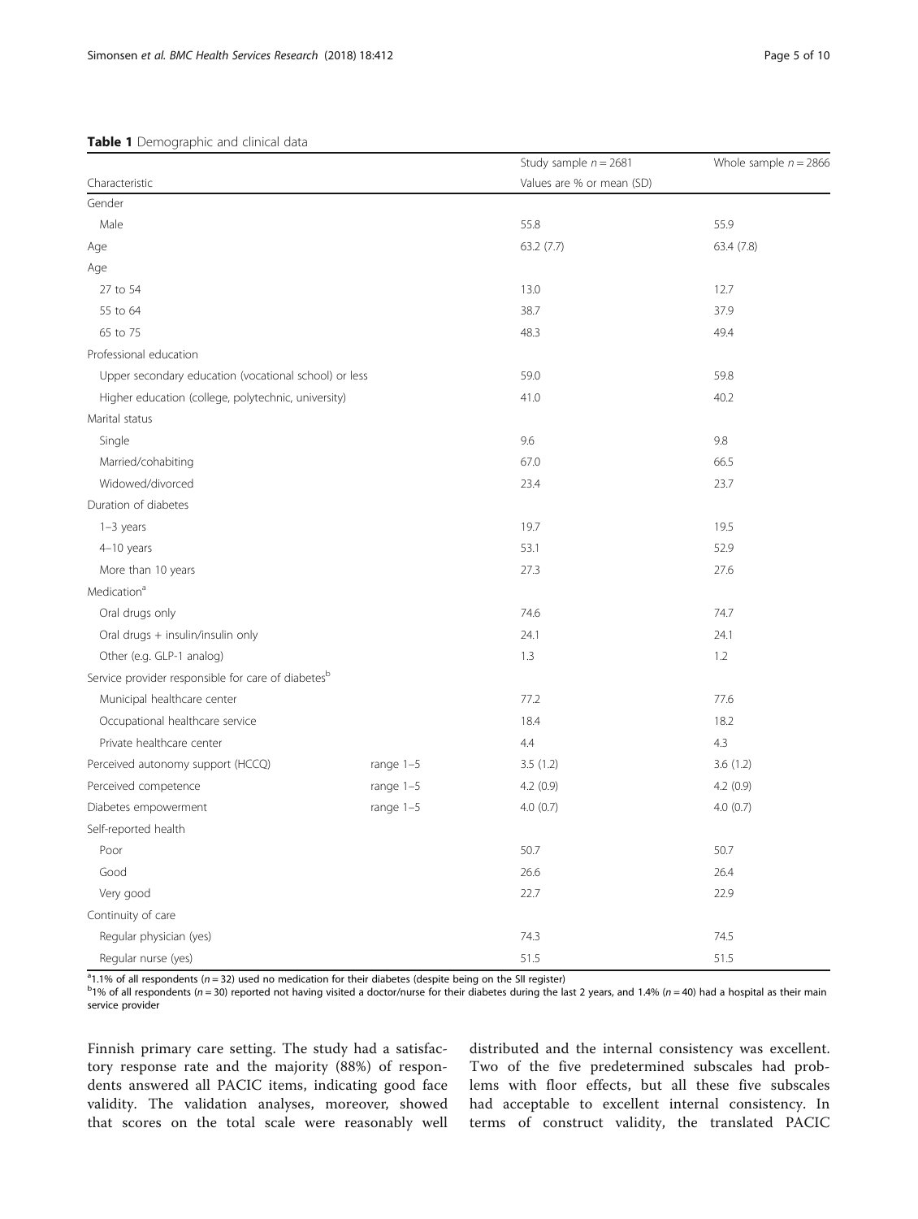**Table 1** Demographic and clinical data

| Characteristic | | Study sample $n = 2681$ | Whole sample $n = 2866$ |
|---|---|---|---|
| | | Values are % or mean (SD) | |
| Gender | | | |
| Male | | 55.8 | 55.9 |
| Age | | 63.2 (7.7) | 63.4 (7.8) |
| Age | | | |
| 27 to 54 | | 13.0 | 12.7 |
| 55 to 64 | | 38.7 | 37.9 |
| 65 to 75 | | 48.3 | 49.4 |
| Professional education | | | |
| Upper secondary education (vocational school) or less | | 59.0 | 59.8 |
| Higher education (college, polytechnic, university) | | 41.0 | 40.2 |
| Marital status | | | |
| Single | | 9.6 | 9.8 |
| Married/cohabiting | | 67.0 | 66.5 |
| Widowed/divorced | | 23.4 | 23.7 |
| Duration of diabetes | | | |
| 1–3 years | | 19.7 | 19.5 |
| 4–10 years | | 53.1 | 52.9 |
| More than 10 years | | 27.3 | 27.6 |
| Medication[a] | | | |
| Oral drugs only | | 74.6 | 74.7 |
| Oral drugs + insulin/insulin only | | 24.1 | 24.1 |
| Other (e.g. GLP-1 analog) | | 1.3 | 1.2 |
| Service provider responsible for care of diabetes[b] | | | |
| Municipal healthcare center | | 77.2 | 77.6 |
| Occupational healthcare service | | 18.4 | 18.2 |
| Private healthcare center | | 4.4 | 4.3 |
| Perceived autonomy support (HCCQ) | range 1–5 | 3.5 (1.2) | 3.6 (1.2) |
| Perceived competence | range 1–5 | 4.2 (0.9) | 4.2 (0.9) |
| Diabetes empowerment | range 1–5 | 4.0 (0.7) | 4.0 (0.7) |
| Self-reported health | | | |
| Poor | | 50.7 | 50.7 |
| Good | | 26.6 | 26.4 |
| Very good | | 22.7 | 22.9 |
| Continuity of care | | | |
| Regular physician (yes) | | 74.3 | 74.5 |
| Regular nurse (yes) | | 51.5 | 51.5 |

[a] 1.1% of all respondents ($n = 32$) used no medication for their diabetes (despite being on the SII register)
[b] 1% of all respondents ($n = 30$) reported not having visited a doctor/nurse for their diabetes during the last 2 years, and 1.4% ($n = 40$) had a hospital as their main service provider

Finnish primary care setting. The study had a satisfactory response rate and the majority (88%) of respondents answered all PACIC items, indicating good face validity. The validation analyses, moreover, showed that scores on the total scale were reasonably well distributed and the internal consistency was excellent. Two of the five predetermined subscales had problems with floor effects, but all these five subscales had acceptable to excellent internal consistency. In terms of construct validity, the translated PACIC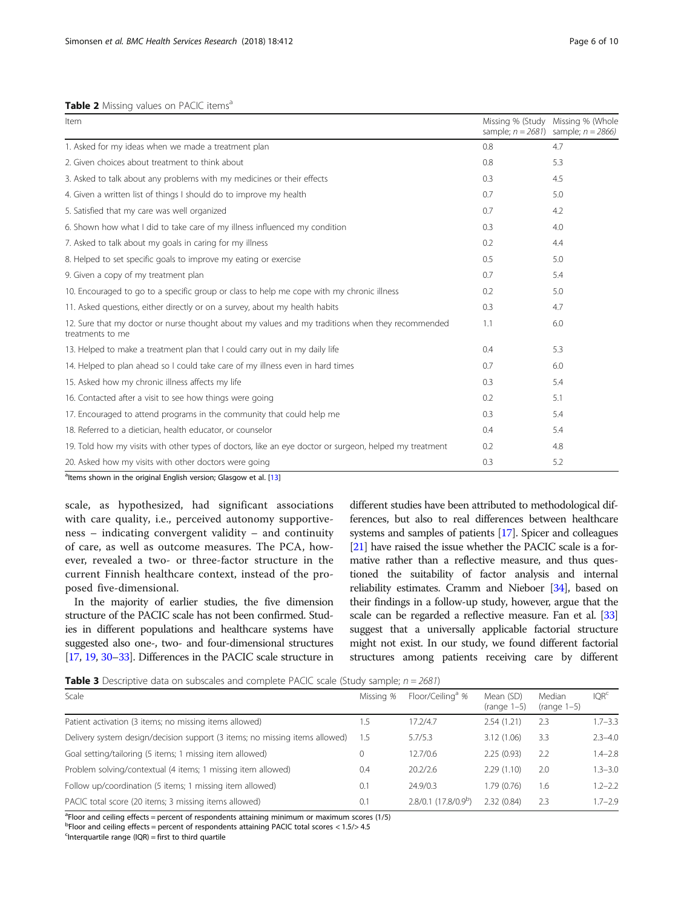**Table 2** Missing values on PACIC items[a]

| Item | Missing % (Study sample; *n* = *2681*) | Missing % (Whole sample; *n* = *2866)* |
|---|---|---|
| 1. Asked for my ideas when we made a treatment plan | 0.8 | 4.7 |
| 2. Given choices about treatment to think about | 0.8 | 5.3 |
| 3. Asked to talk about any problems with my medicines or their effects | 0.3 | 4.5 |
| 4. Given a written list of things I should do to improve my health | 0.7 | 5.0 |
| 5. Satisfied that my care was well organized | 0.7 | 4.2 |
| 6. Shown how what I did to take care of my illness influenced my condition | 0.3 | 4.0 |
| 7. Asked to talk about my goals in caring for my illness | 0.2 | 4.4 |
| 8. Helped to set specific goals to improve my eating or exercise | 0.5 | 5.0 |
| 9. Given a copy of my treatment plan | 0.7 | 5.4 |
| 10. Encouraged to go to a specific group or class to help me cope with my chronic illness | 0.2 | 5.0 |
| 11. Asked questions, either directly or on a survey, about my health habits | 0.3 | 4.7 |
| 12. Sure that my doctor or nurse thought about my values and my traditions when they recommended treatments to me | 1.1 | 6.0 |
| 13. Helped to make a treatment plan that I could carry out in my daily life | 0.4 | 5.3 |
| 14. Helped to plan ahead so I could take care of my illness even in hard times | 0.7 | 6.0 |
| 15. Asked how my chronic illness affects my life | 0.3 | 5.4 |
| 16. Contacted after a visit to see how things were going | 0.2 | 5.1 |
| 17. Encouraged to attend programs in the community that could help me | 0.3 | 5.4 |
| 18. Referred to a dietician, health educator, or counselor | 0.4 | 5.4 |
| 19. Told how my visits with other types of doctors, like an eye doctor or surgeon, helped my treatment | 0.2 | 4.8 |
| 20. Asked how my visits with other doctors were going | 0.3 | 5.2 |

[a]Items shown in the original English version; Glasgow et al. [13]

scale, as hypothesized, had significant associations with care quality, i.e., perceived autonomy supportiveness – indicating convergent validity – and continuity of care, as well as outcome measures. The PCA, however, revealed a two- or three-factor structure in the current Finnish healthcare context, instead of the proposed five-dimensional.

In the majority of earlier studies, the five dimension structure of the PACIC scale has not been confirmed. Studies in different populations and healthcare systems have suggested also one-, two- and four-dimensional structures [17, 19, 30–33]. Differences in the PACIC scale structure in different studies have been attributed to methodological differences, but also to real differences between healthcare systems and samples of patients [17]. Spicer and colleagues [21] have raised the issue whether the PACIC scale is a formative rather than a reflective measure, and thus questioned the suitability of factor analysis and internal reliability estimates. Cramm and Nieboer [34], based on their findings in a follow-up study, however, argue that the scale can be regarded a reflective measure. Fan et al. [33] suggest that a universally applicable factorial structure might not exist. In our study, we found different factorial structures among patients receiving care by different

**Table 3** Descriptive data on subscales and complete PACIC scale (Study sample; *n* = *2681*)

| Scale | Missing % | Floor/Ceiling[a] % | Mean (SD) (range 1–5) | Median (range 1–5) | IQR[c] |
|---|---|---|---|---|---|
| Patient activation (3 items; no missing items allowed) | 1.5 | 17.2/4.7 | 2.54 (1.21) | 2.3 | 1.7–3.3 |
| Delivery system design/decision support (3 items; no missing items allowed) | 1.5 | 5.7/5.3 | 3.12 (1.06) | 3.3 | 2.3–4.0 |
| Goal setting/tailoring (5 items; 1 missing item allowed) | 0 | 12.7/0.6 | 2.25 (0.93) | 2.2 | 1.4–2.8 |
| Problem solving/contextual (4 items; 1 missing item allowed) | 0.4 | 20.2/2.6 | 2.29 (1.10) | 2.0 | 1.3–3.0 |
| Follow up/coordination (5 items; 1 missing item allowed) | 0.1 | 24.9/0.3 | 1.79 (0.76) | 1.6 | 1.2–2.2 |
| PACIC total score (20 items; 3 missing items allowed) | 0.1 | 2.8/0.1 (17.8/0.9[b]) | 2.32 (0.84) | 2.3 | 1.7–2.9 |

[a]Floor and ceiling effects = percent of respondents attaining minimum or maximum scores (1/5)
[b]Floor and ceiling effects = percent of respondents attaining PACIC total scores < 1.5/> 4.5
[c]Interquartile range (IQR) = first to third quartile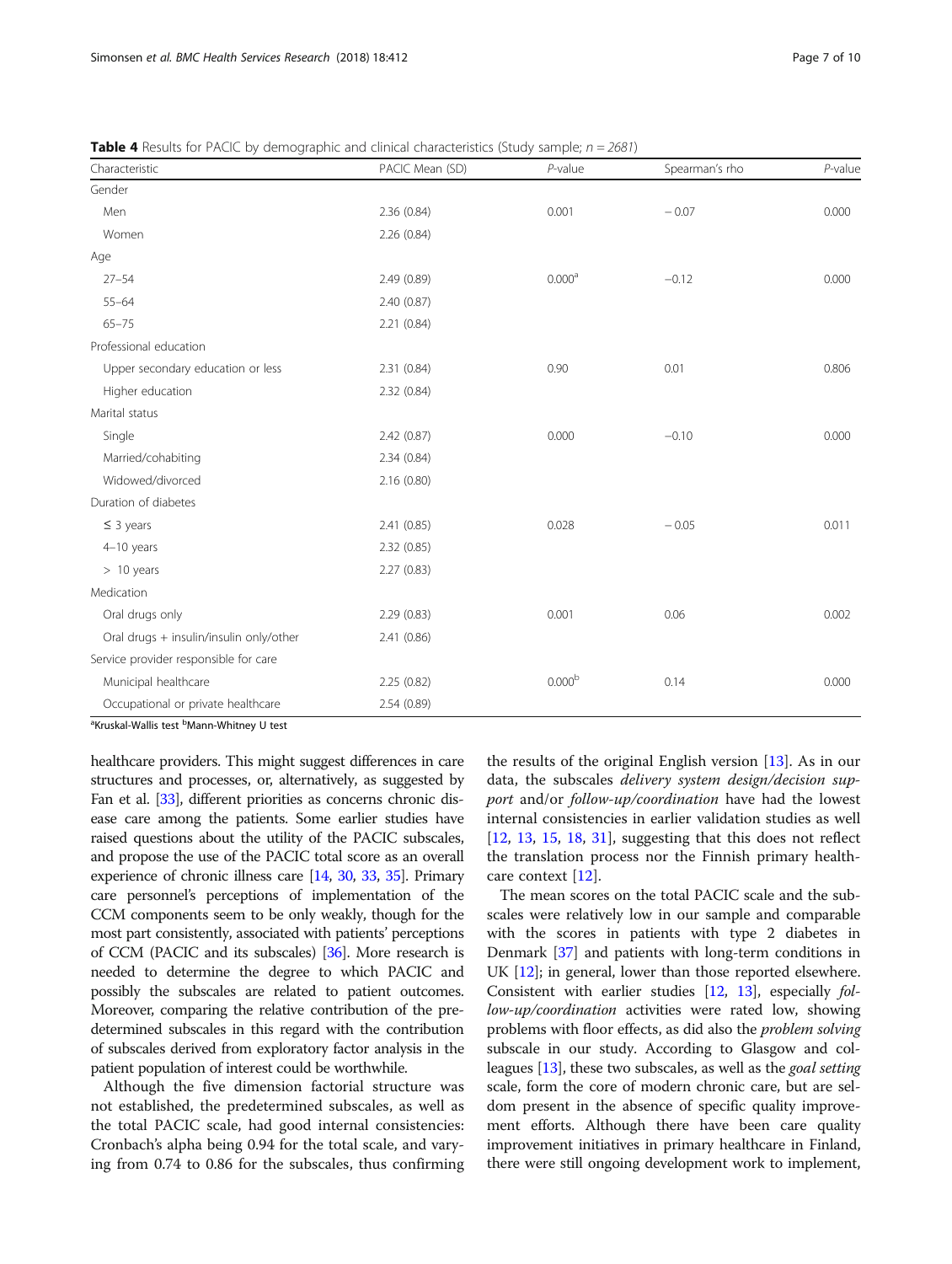**Table 4** Results for PACIC by demographic and clinical characteristics (Study sample; *n* = *2681*)

| Characteristic | PACIC Mean (SD) | *P*-value | Spearman's rho | *P*-value |
|---|---|---|---|---|
| Gender | | | | |
| Men | 2.36 (0.84) | 0.001 | − 0.07 | 0.000 |
| Women | 2.26 (0.84) | | | |
| Age | | | | |
| 27–54 | 2.49 (0.89) | 0.000[a] | −0.12 | 0.000 |
| 55–64 | 2.40 (0.87) | | | |
| 65–75 | 2.21 (0.84) | | | |
| Professional education | | | | |
| Upper secondary education or less | 2.31 (0.84) | 0.90 | 0.01 | 0.806 |
| Higher education | 2.32 (0.84) | | | |
| Marital status | | | | |
| Single | 2.42 (0.87) | 0.000 | −0.10 | 0.000 |
| Married/cohabiting | 2.34 (0.84) | | | |
| Widowed/divorced | 2.16 (0.80) | | | |
| Duration of diabetes | | | | |
| ≤ 3 years | 2.41 (0.85) | 0.028 | − 0.05 | 0.011 |
| 4–10 years | 2.32 (0.85) | | | |
| > 10 years | 2.27 (0.83) | | | |
| Medication | | | | |
| Oral drugs only | 2.29 (0.83) | 0.001 | 0.06 | 0.002 |
| Oral drugs + insulin/insulin only/other | 2.41 (0.86) | | | |
| Service provider responsible for care | | | | |
| Municipal healthcare | 2.25 (0.82) | 0.000[b] | 0.14 | 0.000 |
| Occupational or private healthcare | 2.54 (0.89) | | | |

[a]Kruskal-Wallis test [b]Mann-Whitney U test

healthcare providers. This might suggest differences in care structures and processes, or, alternatively, as suggested by Fan et al. [33], different priorities as concerns chronic disease care among the patients. Some earlier studies have raised questions about the utility of the PACIC subscales, and propose the use of the PACIC total score as an overall experience of chronic illness care [14, 30, 33, 35]. Primary care personnel's perceptions of implementation of the CCM components seem to be only weakly, though for the most part consistently, associated with patients' perceptions of CCM (PACIC and its subscales) [36]. More research is needed to determine the degree to which PACIC and possibly the subscales are related to patient outcomes. Moreover, comparing the relative contribution of the predetermined subscales in this regard with the contribution of subscales derived from exploratory factor analysis in the patient population of interest could be worthwhile.

Although the five dimension factorial structure was not established, the predetermined subscales, as well as the total PACIC scale, had good internal consistencies: Cronbach's alpha being 0.94 for the total scale, and varying from 0.74 to 0.86 for the subscales, thus confirming the results of the original English version [13]. As in our data, the subscales *delivery system design/decision support* and/or *follow-up/coordination* have had the lowest internal consistencies in earlier validation studies as well [12, 13, 15, 18, 31], suggesting that this does not reflect the translation process nor the Finnish primary healthcare context [12].

The mean scores on the total PACIC scale and the subscales were relatively low in our sample and comparable with the scores in patients with type 2 diabetes in Denmark [37] and patients with long-term conditions in UK [12]; in general, lower than those reported elsewhere. Consistent with earlier studies [12, 13], especially *follow-up/coordination* activities were rated low, showing problems with floor effects, as did also the *problem solving* subscale in our study. According to Glasgow and colleagues [13], these two subscales, as well as the *goal setting* scale, form the core of modern chronic care, but are seldom present in the absence of specific quality improvement efforts. Although there have been care quality improvement initiatives in primary healthcare in Finland, there were still ongoing development work to implement,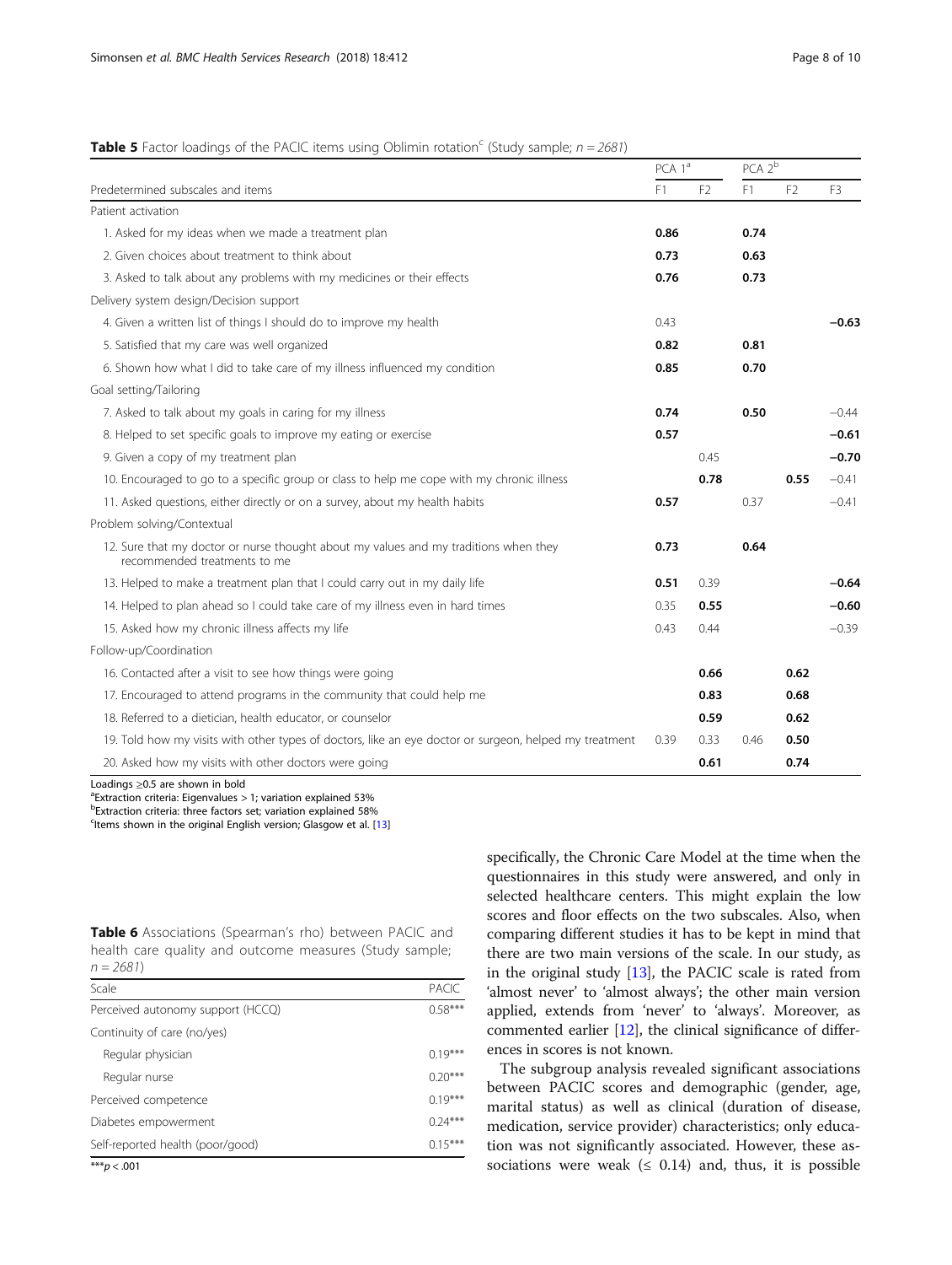**Table 5** Factor loadings of the PACIC items using Oblimin rotation[c] (Study sample; $n = 2681$)

| Predetermined subscales and items | PCA 1[a] | | PCA 2[b] | | |
|---|---|---|---|---|---|
| | F1 | F2 | F1 | F2 | F3 |
| Patient activation | | | | | |
| 1. Asked for my ideas when we made a treatment plan | **0.86** | | **0.74** | | |
| 2. Given choices about treatment to think about | **0.73** | | **0.63** | | |
| 3. Asked to talk about any problems with my medicines or their effects | **0.76** | | **0.73** | | |
| Delivery system design/Decision support | | | | | |
| 4. Given a written list of things I should do to improve my health | 0.43 | | | | **−0.63** |
| 5. Satisfied that my care was well organized | **0.82** | | **0.81** | | |
| 6. Shown how what I did to take care of my illness influenced my condition | **0.85** | | **0.70** | | |
| Goal setting/Tailoring | | | | | |
| 7. Asked to talk about my goals in caring for my illness | **0.74** | | **0.50** | | −0.44 |
| 8. Helped to set specific goals to improve my eating or exercise | **0.57** | | | | **−0.61** |
| 9. Given a copy of my treatment plan | | 0.45 | | | **−0.70** |
| 10. Encouraged to go to a specific group or class to help me cope with my chronic illness | | **0.78** | | **0.55** | −0.41 |
| 11. Asked questions, either directly or on a survey, about my health habits | **0.57** | | 0.37 | | −0.41 |
| Problem solving/Contextual | | | | | |
| 12. Sure that my doctor or nurse thought about my values and my traditions when they recommended treatments to me | **0.73** | | **0.64** | | |
| 13. Helped to make a treatment plan that I could carry out in my daily life | **0.51** | 0.39 | | | **−0.64** |
| 14. Helped to plan ahead so I could take care of my illness even in hard times | 0.35 | **0.55** | | | **−0.60** |
| 15. Asked how my chronic illness affects my life | 0.43 | 0.44 | | | −0.39 |
| Follow-up/Coordination | | | | | |
| 16. Contacted after a visit to see how things were going | | **0.66** | | **0.62** | |
| 17. Encouraged to attend programs in the community that could help me | | **0.83** | | **0.68** | |
| 18. Referred to a dietician, health educator, or counselor | | **0.59** | | **0.62** | |
| 19. Told how my visits with other types of doctors, like an eye doctor or surgeon, helped my treatment | 0.39 | 0.33 | 0.46 | **0.50** | |
| 20. Asked how my visits with other doctors were going | | **0.61** | | **0.74** | |

Loadings ≥0.5 are shown in bold
[a]Extraction criteria: Eigenvalues > 1; variation explained 53%
[b]Extraction criteria: three factors set; variation explained 58%
[c]Items shown in the original English version; Glasgow et al. [13]

**Table 6** Associations (Spearman's rho) between PACIC and health care quality and outcome measures (Study sample; $n = 2681$)

| Scale | PACIC |
|---|---|
| Perceived autonomy support (HCCQ) | 0.58*** |
| Continuity of care (no/yes) | |
| Regular physician | 0.19*** |
| Regular nurse | 0.20*** |
| Perceived competence | 0.19*** |
| Diabetes empowerment | 0.24*** |
| Self-reported health (poor/good) | 0.15*** |

***$p < .001$

specifically, the Chronic Care Model at the time when the questionnaires in this study were answered, and only in selected healthcare centers. This might explain the low scores and floor effects on the two subscales. Also, when comparing different studies it has to be kept in mind that there are two main versions of the scale. In our study, as in the original study [13], the PACIC scale is rated from 'almost never' to 'almost always'; the other main version applied, extends from 'never' to 'always'. Moreover, as commented earlier [12], the clinical significance of differences in scores is not known.

The subgroup analysis revealed significant associations between PACIC scores and demographic (gender, age, marital status) as well as clinical (duration of disease, medication, service provider) characteristics; only education was not significantly associated. However, these associations were weak (≤ 0.14) and, thus, it is possible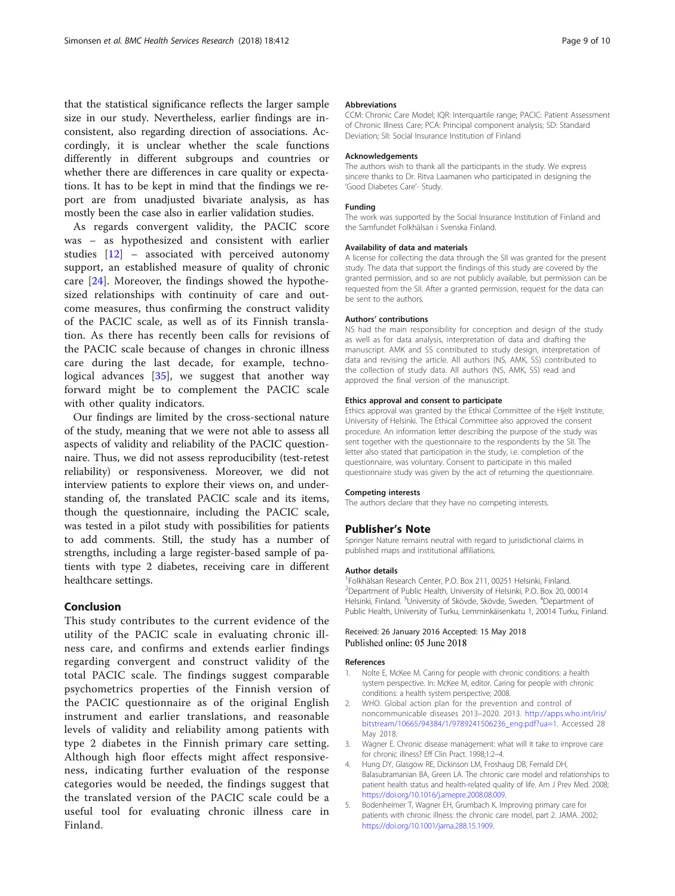that the statistical significance reflects the larger sample size in our study. Nevertheless, earlier findings are inconsistent, also regarding direction of associations. Accordingly, it is unclear whether the scale functions differently in different subgroups and countries or whether there are differences in care quality or expectations. It has to be kept in mind that the findings we report are from unadjusted bivariate analysis, as has mostly been the case also in earlier validation studies.

As regards convergent validity, the PACIC score was – as hypothesized and consistent with earlier studies [12] – associated with perceived autonomy support, an established measure of quality of chronic care [24]. Moreover, the findings showed the hypothesized relationships with continuity of care and outcome measures, thus confirming the construct validity of the PACIC scale, as well as of its Finnish translation. As there has recently been calls for revisions of the PACIC scale because of changes in chronic illness care during the last decade, for example, technological advances [35], we suggest that another way forward might be to complement the PACIC scale with other quality indicators.

Our findings are limited by the cross-sectional nature of the study, meaning that we were not able to assess all aspects of validity and reliability of the PACIC questionnaire. Thus, we did not assess reproducibility (test-retest reliability) or responsiveness. Moreover, we did not interview patients to explore their views on, and understanding of, the translated PACIC scale and its items, though the questionnaire, including the PACIC scale, was tested in a pilot study with possibilities for patients to add comments. Still, the study has a number of strengths, including a large register-based sample of patients with type 2 diabetes, receiving care in different healthcare settings.

## Conclusion

This study contributes to the current evidence of the utility of the PACIC scale in evaluating chronic illness care, and confirms and extends earlier findings regarding convergent and construct validity of the total PACIC scale. The findings suggest comparable psychometrics properties of the Finnish version of the PACIC questionnaire as of the original English instrument and earlier translations, and reasonable levels of validity and reliability among patients with type 2 diabetes in the Finnish primary care setting. Although high floor effects might affect responsiveness, indicating further evaluation of the response categories would be needed, the findings suggest that the translated version of the PACIC scale could be a useful tool for evaluating chronic illness care in Finland.

#### Abbreviations

CCM: Chronic Care Model; IQR: Interquartile range; PACIC: Patient Assessment of Chronic Illness Care; PCA: Principal component analysis; SD: Standard Deviation; SII: Social Insurance Institution of Finland

#### Acknowledgements

The authors wish to thank all the participants in the study. We express sincere thanks to Dr. Ritva Laamanen who participated in designing the 'Good Diabetes Care'- Study.

#### Funding

The work was supported by the Social Insurance Institution of Finland and the Samfundet Folkhälsan i Svenska Finland.

#### Availability of data and materials

A license for collecting the data through the SII was granted for the present study. The data that support the findings of this study are covered by the granted permission, and so are not publicly available, but permission can be requested from the SII. After a granted permission, request for the data can be sent to the authors.

#### Authors' contributions

NS had the main responsibility for conception and design of the study as well as for data analysis, interpretation of data and drafting the manuscript. AMK and SS contributed to study design, interpretation of data and revising the article. All authors (NS, AMK, SS) contributed to the collection of study data. All authors (NS, AMK, SS) read and approved the final version of the manuscript.

#### Ethics approval and consent to participate

Ethics approval was granted by the Ethical Committee of the Hjelt Institute, University of Helsinki. The Ethical Committee also approved the consent procedure. An information letter describing the purpose of the study was sent together with the questionnaire to the respondents by the SII. The letter also stated that participation in the study, i.e. completion of the questionnaire, was voluntary. Consent to participate in this mailed questionnaire study was given by the act of returning the questionnaire.

#### Competing interests

The authors declare that they have no competing interests.

### Publisher's Note

Springer Nature remains neutral with regard to jurisdictional claims in published maps and institutional affiliations.

#### Author details

[1]Folkhälsan Research Center, P.O. Box 211, 00251 Helsinki, Finland. [2]Department of Public Health, University of Helsinki, P.O. Box 20, 00014 Helsinki, Finland. [3]University of Skövde, Skövde, Sweden. [4]Department of Public Health, University of Turku, Lemminkäisenkatu 1, 20014 Turku, Finland.

Received: 26 January 2016 Accepted: 15 May 2018
Published online: 05 June 2018

#### References

1. Nolte E, McKee M. Caring for people with chronic conditions: a health system perspective. In: McKee M, editor. Caring for people with chronic conditions: a health system perspective; 2008.
2. WHO. Global action plan for the prevention and control of noncommunicable diseases 2013–2020. 2013. http://apps.who.int/iris/bitstream/10665/94384/1/9789241506236_eng.pdf?ua=1. Accessed 28 May 2018.
3. Wagner E. Chronic disease management: what will it take to improve care for chronic illness? Eff Clin Pract. 1998;1:2–4.
4. Hung DY, Glasgow RE, Dickinson LM, Froshaug DB, Fernald DH, Balasubramanian BA, Green LA. The chronic care model and relationships to patient health status and health-related quality of life. Am J Prev Med. 2008; https://doi.org/10.1016/j.amepre.2008.08.009.
5. Bodenheimer T, Wagner EH, Grumbach K. Improving primary care for patients with chronic illness: the chronic care model, part 2. JAMA. 2002; https://doi.org/10.1001/jama.288.15.1909.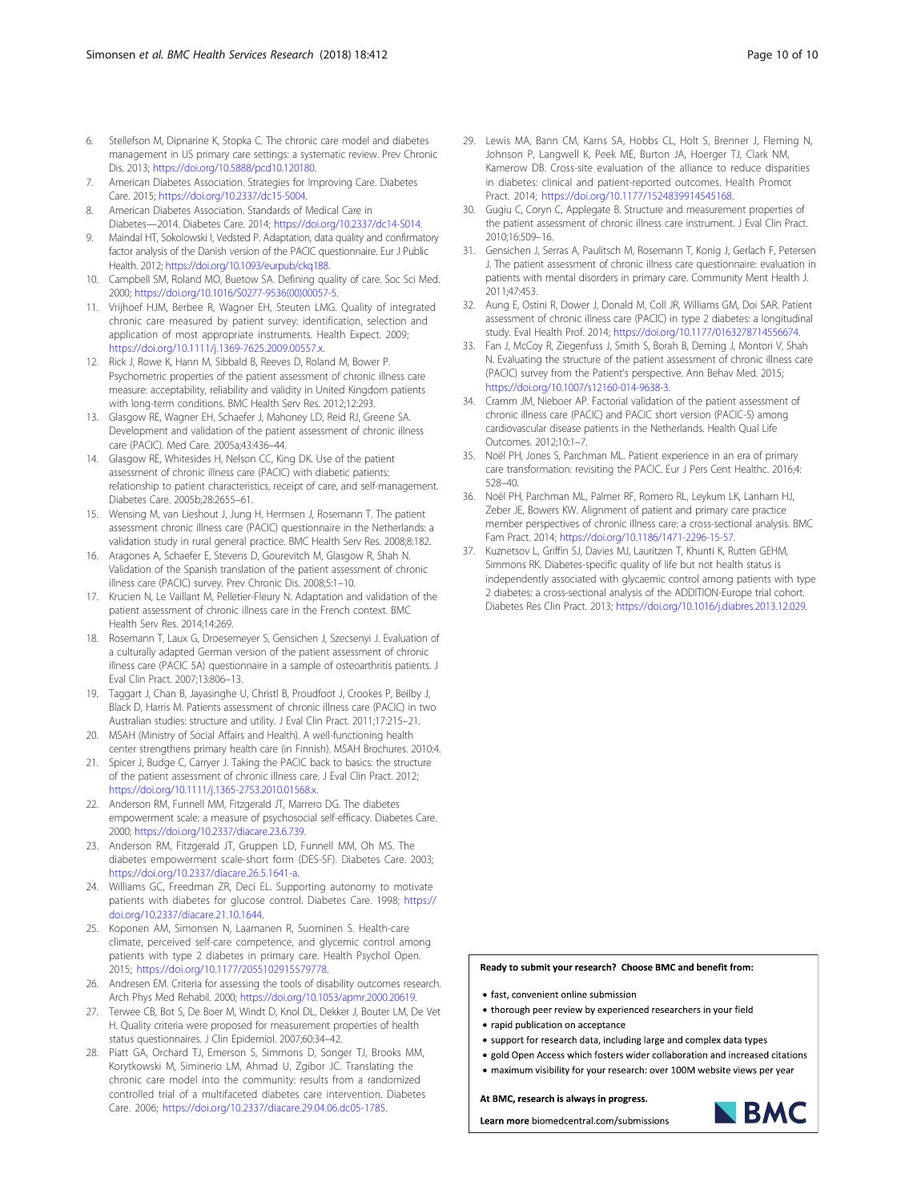6. Stellefson M, Dipnarine K, Stopka C. The chronic care model and diabetes management in US primary care settings: a systematic review. Prev Chronic Dis. 2013; https://doi.org/10.5888/pcd10.120180.
7. American Diabetes Association. Strategies for Improving Care. Diabetes Care. 2015; https://doi.org/10.2337/dc15-S004.
8. American Diabetes Association. Standards of Medical Care in Diabetes—2014. Diabetes Care. 2014; https://doi.org/10.2337/dc14-S014.
9. Maindal HT, Sokolowski I, Vedsted P. Adaptation, data quality and confirmatory factor analysis of the Danish version of the PACIC questionnaire. Eur J Public Health. 2012; https://doi.org/10.1093/eurpub/ckq188.
10. Campbell SM, Roland MO, Buetow SA. Defining quality of care. Soc Sci Med. 2000; https://doi.org/10.1016/S0277-9536(00)00057-5.
11. Vrijhoef HJM, Berbee R, Wagner EH, Steuten LMG. Quality of integrated chronic care measured by patient survey: identification, selection and application of most appropriate instruments. Health Expect. 2009; https://doi.org/10.1111/j.1369-7625.2009.00557.x.
12. Rick J, Rowe K, Hann M, Sibbald B, Reeves D, Roland M, Bower P. Psychometric properties of the patient assessment of chronic illness care measure: acceptability, reliability and validity in United Kingdom patients with long-term conditions. BMC Health Serv Res. 2012;12:293.
13. Glasgow RE, Wagner EH, Schaefer J, Mahoney LD, Reid RJ, Greene SA. Development and validation of the patient assessment of chronic illness care (PACIC). Med Care. 2005a;43:436–44.
14. Glasgow RE, Whitesides H, Nelson CC, King DK. Use of the patient assessment of chronic illness care (PACIC) with diabetic patients: relationship to patient characteristics, receipt of care, and self-management. Diabetes Care. 2005b;28:2655–61.
15. Wensing M, van Lieshout J, Jung H, Hermsen J, Rosemann T. The patient assessment chronic illness care (PACIC) questionnaire in the Netherlands: a validation study in rural general practice. BMC Health Serv Res. 2008;8:182.
16. Aragones A, Schaefer E, Stevens D, Gourevitch M, Glasgow R, Shah N. Validation of the Spanish translation of the patient assessment of chronic illness care (PACIC) survey. Prev Chronic Dis. 2008;5:1–10.
17. Krucien N, Le Vaillant M, Pelletier-Fleury N. Adaptation and validation of the patient assessment of chronic illness care in the French context. BMC Health Serv Res. 2014;14:269.
18. Rosemann T, Laux G, Droesemeyer S, Gensichen J, Szecsenyi J. Evaluation of a culturally adapted German version of the patient assessment of chronic illness care (PACIC 5A) questionnaire in a sample of osteoarthritis patients. J Eval Clin Pract. 2007;13:806–13.
19. Taggart J, Chan B, Jayasinghe U, Christl B, Proudfoot J, Crookes P, Beilby J, Black D, Harris M. Patients assessment of chronic illness care (PACIC) in two Australian studies: structure and utility. J Eval Clin Pract. 2011;17:215–21.
20. MSAH (Ministry of Social Affairs and Health). A well-functioning health center strengthens primary health care (in Finnish). MSAH Brochures. 2010:4.
21. Spicer J, Budge C, Carryer J. Taking the PACIC back to basics: the structure of the patient assessment of chronic illness care. J Eval Clin Pract. 2012; https://doi.org/10.1111/j.1365-2753.2010.01568.x.
22. Anderson RM, Funnell MM, Fitzgerald JT, Marrero DG. The diabetes empowerment scale: a measure of psychosocial self-efficacy. Diabetes Care. 2000; https://doi.org/10.2337/diacare.23.6.739.
23. Anderson RM, Fitzgerald JT, Gruppen LD, Funnell MM, Oh MS. The diabetes empowerment scale-short form (DES-SF). Diabetes Care. 2003; https://doi.org/10.2337/diacare.26.5.1641-a.
24. Williams GC, Freedman ZR, Deci EL. Supporting autonomy to motivate patients with diabetes for glucose control. Diabetes Care. 1998; https://doi.org/10.2337/diacare.21.10.1644.
25. Koponen AM, Simonsen N, Laamanen R, Suominen S. Health-care climate, perceived self-care competence, and glycemic control among patients with type 2 diabetes in primary care. Health Psychol Open. 2015; https://doi.org/10.1177/2055102915579778.
26. Andresen EM. Criteria for assessing the tools of disability outcomes research. Arch Phys Med Rehabil. 2000; https://doi.org/10.1053/apmr.2000.20619.
27. Terwee CB, Bot S, De Boer M, Windt D, Knol DL, Dekker J, Bouter LM, De Vet H. Quality criteria were proposed for measurement properties of health status questionnaires. J Clin Epidemiol. 2007;60:34–42.
28. Piatt GA, Orchard TJ, Emerson S, Simmons D, Songer TJ, Brooks MM, Korytkowski M, Siminerio LM, Ahmad U, Zgibor JC. Translating the chronic care model into the community: results from a randomized controlled trial of a multifaceted diabetes care intervention. Diabetes Care. 2006; https://doi.org/10.2337/diacare.29.04.06.dc05-1785.
29. Lewis MA, Bann CM, Karns SA, Hobbs CL, Holt S, Brenner J, Fleming N, Johnson P, Langwell K, Peek ME, Burton JA, Hoerger TJ, Clark NM, Kamerow DB. Cross-site evaluation of the alliance to reduce disparities in diabetes: clinical and patient-reported outcomes. Health Promot Pract. 2014; https://doi.org/10.1177/1524839914545168.
30. Gugiu C, Coryn C, Applegate B. Structure and measurement properties of the patient assessment of chronic illness care instrument. J Eval Clin Pract. 2010;16:509–16.
31. Gensichen J, Serras A, Paulitsch M, Rosemann T, Konig J, Gerlach F, Petersen J. The patient assessment of chronic illness care questionnaire: evaluation in patients with mental disorders in primary care. Community Ment Health J. 2011;47:453.
32. Aung E, Ostini R, Dower J, Donald M, Coll JR, Williams GM, Doi SAR. Patient assessment of chronic illness care (PACIC) in type 2 diabetes: a longitudinal study. Eval Health Prof. 2014; https://doi.org/10.1177/0163278714556674.
33. Fan J, McCoy R, Ziegenfuss J, Smith S, Borah B, Deming J, Montori V, Shah N. Evaluating the structure of the patient assessment of chronic illness care (PACIC) survey from the Patient's perspective. Ann Behav Med. 2015; https://doi.org/10.1007/s12160-014-9638-3.
34. Cramm JM, Nieboer AP. Factorial validation of the patient assessment of chronic illness care (PACIC) and PACIC short version (PACIC-S) among cardiovascular disease patients in the Netherlands. Health Qual Life Outcomes. 2012;10:1–7.
35. Noël PH, Jones S, Parchman ML. Patient experience in an era of primary care transformation: revisiting the PACIC. Eur J Pers Cent Healthc. 2016;4:528–40.
36. Noël PH, Parchman ML, Palmer RF, Romero RL, Leykum LK, Lanham HJ, Zeber JE, Bowers KW. Alignment of patient and primary care practice member perspectives of chronic illness care: a cross-sectional analysis. BMC Fam Pract. 2014; https://doi.org/10.1186/1471-2296-15-57.
37. Kuznetsov L, Griffin SJ, Davies MJ, Lauritzen T, Khunti K, Rutten GEHM, Simmons RK. Diabetes-specific quality of life but not health status is independently associated with glycaemic control among patients with type 2 diabetes: a cross-sectional analysis of the ADDITION-Europe trial cohort. Diabetes Res Clin Pract. 2013; https://doi.org/10.1016/j.diabres.2013.12.029.

**Ready to submit your research? Choose BMC and benefit from:**

- fast, convenient online submission
- thorough peer review by experienced researchers in your field
- rapid publication on acceptance
- support for research data, including large and complex data types
- gold Open Access which fosters wider collaboration and increased citations
- maximum visibility for your research: over 100M website views per year

**At BMC, research is always in progress.**

**Learn more** biomedcentral.com/submissions

BMC